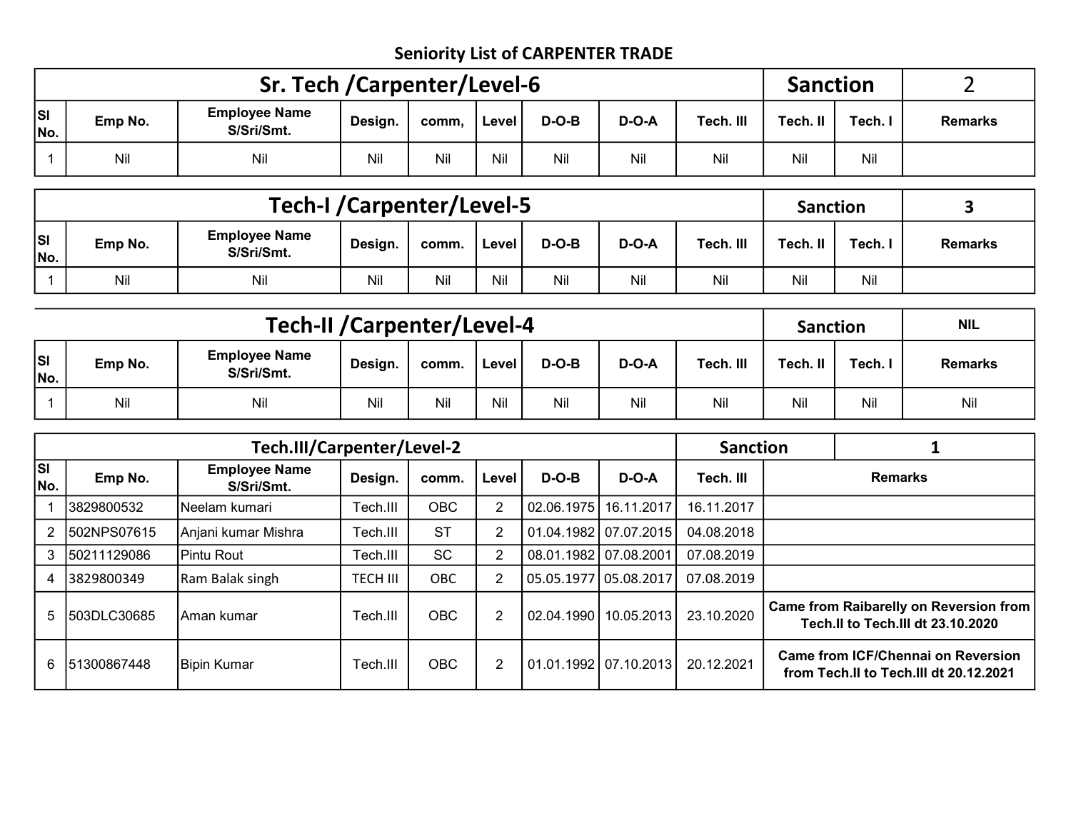# Seniority List of CARPENTER TRADE

| Sr. Tech /Carpenter/Level-6 | | | | | | | | | Sanction | | 2 |
|---|---|---|---|---|---|---|---|---|---|---|---|
| Sl No. | Emp No. | Employee Name S/Sri/Smt. | Design. | comm, | Level | D-O-B | D-O-A | Tech. III | Tech. II | Tech. I | Remarks |
| 1 | Nil | Nil | Nil | Nil | Nil | Nil | Nil | Nil | Nil | Nil | |

| Tech-I /Carpenter/Level-5 | | | | | | | | | Sanction | | 3 |
|---|---|---|---|---|---|---|---|---|---|---|---|
| Sl No. | Emp No. | Employee Name S/Sri/Smt. | Design. | comm. | Level | D-O-B | D-O-A | Tech. III | Tech. II | Tech. I | Remarks |
| 1 | Nil | Nil | Nil | Nil | Nil | Nil | Nil | Nil | Nil | Nil | |

| Tech-II /Carpenter/Level-4 | | | | | | | | | Sanction | | NIL |
|---|---|---|---|---|---|---|---|---|---|---|---|
| Sl No. | Emp No. | Employee Name S/Sri/Smt. | Design. | comm. | Level | D-O-B | D-O-A | Tech. III | Tech. II | Tech. I | Remarks |
| 1 | Nil | Nil | Nil | Nil | Nil | Nil | Nil | Nil | Nil | Nil | Nil |

| Tech.III/Carpenter/Level-2 | | | | | | | | Sanction | | 1 |
|---|---|---|---|---|---|---|---|---|---|---|
| Sl No. | Emp No. | Employee Name S/Sri/Smt. | Design. | comm. | Level | D-O-B | D-O-A | Tech. III | Remarks | |
| 1 | 3829800532 | Neelam kumari | Tech.III | OBC | 2 | 02.06.1975 | 16.11.2017 | 16.11.2017 | | |
| 2 | 502NPS07615 | Anjani kumar Mishra | Tech.III | ST | 2 | 01.04.1982 | 07.07.2015 | 04.08.2018 | | |
| 3 | 50211129086 | Pintu Rout | Tech.III | SC | 2 | 08.01.1982 | 07.08.2001 | 07.08.2019 | | |
| 4 | 3829800349 | Ram Balak singh | TECH III | OBC | 2 | 05.05.1977 | 05.08.2017 | 07.08.2019 | | |
| 5 | 503DLC30685 | Aman kumar | Tech.III | OBC | 2 | 02.04.1990 | 10.05.2013 | 23.10.2020 | Came from Raibarelly on Reversion from Tech.II to Tech.III dt 23.10.2020 | |
| 6 | 51300867448 | Bipin Kumar | Tech.III | OBC | 2 | 01.01.1992 | 07.10.2013 | 20.12.2021 | Came from ICF/Chennai on Reversion from Tech.II to Tech.III dt 20.12.2021 | |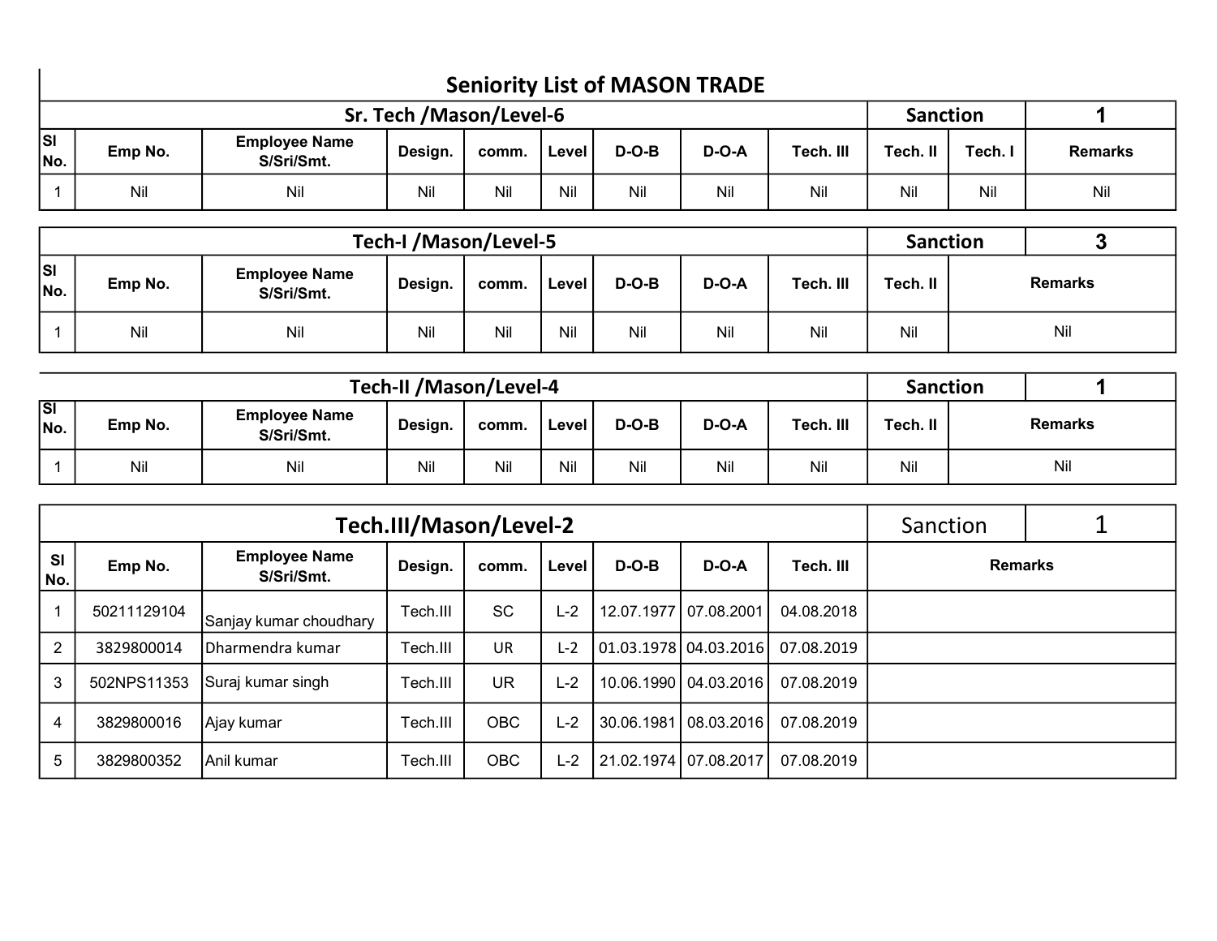# Seniority List of MASON TRADE

| Sr. Tech /Mason/Level-6 | | | | | | | | | Sanction | | 1 |
|---|---|---|---|---|---|---|---|---|---|---|---|
| Sl No. | Emp No. | Employee Name S/Sri/Smt. | Design. | comm. | Level | D-O-B | D-O-A | Tech. III | Tech. II | Tech. I | Remarks |
| 1 | Nil | Nil | Nil | Nil | Nil | Nil | Nil | Nil | Nil | Nil | Nil |

| Tech-I /Mason/Level-5 | | | | | | | | | Sanction | 3 |
|---|---|---|---|---|---|---|---|---|---|---|
| Sl No. | Emp No. | Employee Name S/Sri/Smt. | Design. | comm. | Level | D-O-B | D-O-A | Tech. III | Tech. II | Remarks |
| 1 | Nil | Nil | Nil | Nil | Nil | Nil | Nil | Nil | Nil | Nil |

| Tech-II /Mason/Level-4 | | | | | | | | | Sanction | 1 |
|---|---|---|---|---|---|---|---|---|---|---|
| Sl No. | Emp No. | Employee Name S/Sri/Smt. | Design. | comm. | Level | D-O-B | D-O-A | Tech. III | Tech. II | Remarks |
| 1 | Nil | Nil | Nil | Nil | Nil | Nil | Nil | Nil | Nil | Nil |

| Tech.III/Mason/Level-2 | | | | | | | | | Sanction 1 |
|---|---|---|---|---|---|---|---|---|---|
| Sl No. | Emp No. | Employee Name S/Sri/Smt. | Design. | comm. | Level | D-O-B | D-O-A | Tech. III | Remarks |
| 1 | 50211129104 | Sanjay kumar choudhary | Tech.III | SC | L-2 | 12.07.1977 | 07.08.2001 | 04.08.2018 | |
| 2 | 3829800014 | Dharmendra kumar | Tech.III | UR | L-2 | 01.03.1978 | 04.03.2016 | 07.08.2019 | |
| 3 | 502NPS11353 | Suraj kumar singh | Tech.III | UR | L-2 | 10.06.1990 | 04.03.2016 | 07.08.2019 | |
| 4 | 3829800016 | Ajay kumar | Tech.III | OBC | L-2 | 30.06.1981 | 08.03.2016 | 07.08.2019 | |
| 5 | 3829800352 | Anil kumar | Tech.III | OBC | L-2 | 21.02.1974 | 07.08.2017 | 07.08.2019 | |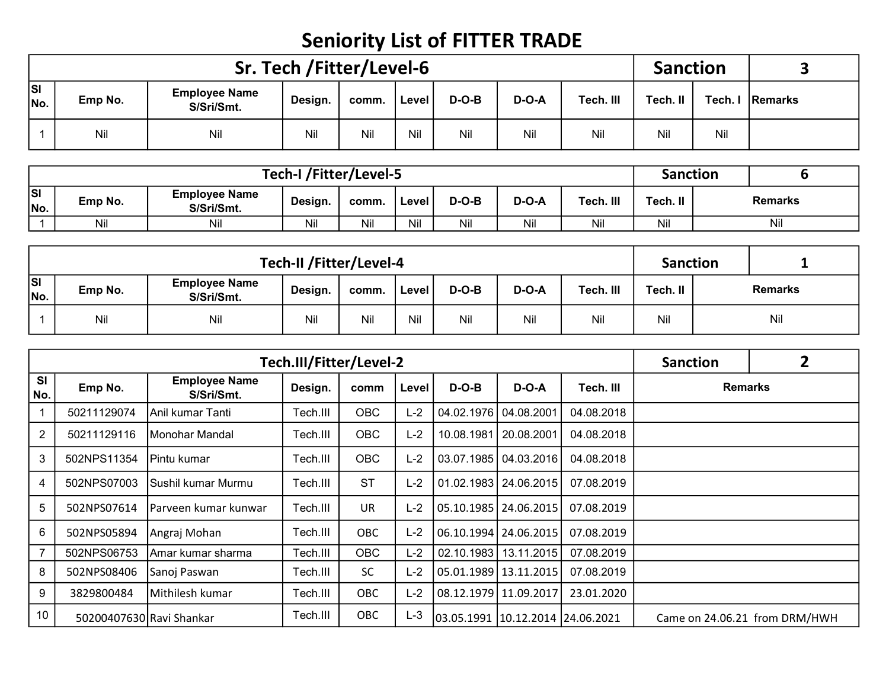# Seniority List of FITTER TRADE

| Sr. Tech /Fitter/Level-6 | | | | | | | | | Sanction | | 3 |
|---|---|---|---|---|---|---|---|---|---|---|---|
| Sl No. | Emp No. | Employee Name S/Sri/Smt. | Design. | comm. | Level | D-O-B | D-O-A | Tech. III | Tech. II | Tech. I | Remarks |
| 1 | Nil | Nil | Nil | Nil | Nil | Nil | Nil | Nil | Nil | Nil | |

| Tech-I /Fitter/Level-5 | | | | | | | | | Sanction | 6 |
|---|---|---|---|---|---|---|---|---|---|---|
| Sl No. | Emp No. | Employee Name S/Sri/Smt. | Design. | comm. | Level | D-O-B | D-O-A | Tech. III | Tech. II | Remarks |
| 1 | Nil | Nil | Nil | Nil | Nil | Nil | Nil | Nil | Nil | Nil |

| Tech-II /Fitter/Level-4 | | | | | | | | | Sanction | 1 |
|---|---|---|---|---|---|---|---|---|---|---|
| Sl No. | Emp No. | Employee Name S/Sri/Smt. | Design. | comm. | Level | D-O-B | D-O-A | Tech. III | Tech. II | Remarks |
| 1 | Nil | Nil | Nil | Nil | Nil | Nil | Nil | Nil | Nil | Nil |

| Tech.III/Fitter/Level-2 | | | | | | | | | Sanction 2 |
|---|---|---|---|---|---|---|---|---|---|
| Sl No. | Emp No. | Employee Name S/Sri/Smt. | Design. | comm | Level | D-O-B | D-O-A | Tech. III | Remarks |
| 1 | 50211129074 | Anil kumar Tanti | Tech.III | OBC | L-2 | 04.02.1976 | 04.08.2001 | 04.08.2018 | |
| 2 | 50211129116 | Monohar Mandal | Tech.III | OBC | L-2 | 10.08.1981 | 20.08.2001 | 04.08.2018 | |
| 3 | 502NPS11354 | Pintu kumar | Tech.III | OBC | L-2 | 03.07.1985 | 04.03.2016 | 04.08.2018 | |
| 4 | 502NPS07003 | Sushil kumar Murmu | Tech.III | ST | L-2 | 01.02.1983 | 24.06.2015 | 07.08.2019 | |
| 5 | 502NPS07614 | Parveen kumar kunwar | Tech.III | UR | L-2 | 05.10.1985 | 24.06.2015 | 07.08.2019 | |
| 6 | 502NPS05894 | Angraj Mohan | Tech.III | OBC | L-2 | 06.10.1994 | 24.06.2015 | 07.08.2019 | |
| 7 | 502NPS06753 | Amar kumar sharma | Tech.III | OBC | L-2 | 02.10.1983 | 13.11.2015 | 07.08.2019 | |
| 8 | 502NPS08406 | Sanoj Paswan | Tech.III | SC | L-2 | 05.01.1989 | 13.11.2015 | 07.08.2019 | |
| 9 | 3829800484 | Mithilesh kumar | Tech.III | OBC | L-2 | 08.12.1979 | 11.09.2017 | 23.01.2020 | |
| 10 | 50200407630 | Ravi Shankar | Tech.III | OBC | L-3 | 03.05.1991 | 10.12.2014 | 24.06.2021 | Came on 24.06.21 from DRM/HWH |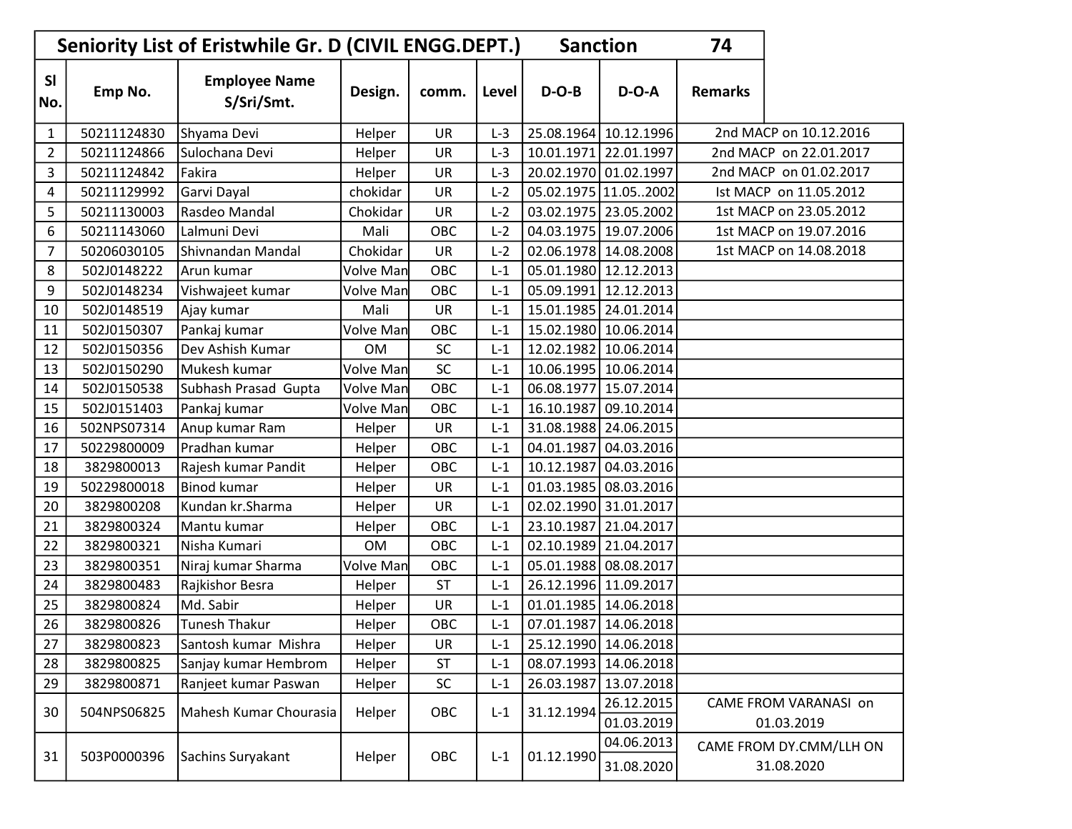| Seniority List of Eristwhile Gr. D (CIVIL ENGG.DEPT.) | | | | | | | Sanction | 74 |
|---|---|---|---|---|---|---|---|---|
| Sl No. | Emp No. | Employee Name S/Sri/Smt. | Design. | comm. | Level | D-O-B | D-O-A | Remarks |
| 1 | 50211124830 | Shyama Devi | Helper | UR | L-3 | 25.08.1964 | 10.12.1996 | 2nd MACP on 10.12.2016 |
| 2 | 50211124866 | Sulochana Devi | Helper | UR | L-3 | 10.01.1971 | 22.01.1997 | 2nd MACP on 22.01.2017 |
| 3 | 50211124842 | Fakira | Helper | UR | L-3 | 20.02.1970 | 01.02.1997 | 2nd MACP on 01.02.2017 |
| 4 | 50211129992 | Garvi Dayal | chokidar | UR | L-2 | 05.02.1975 | 11.05..2002 | Ist MACP on 11.05.2012 |
| 5 | 50211130003 | Rasdeo Mandal | Chokidar | UR | L-2 | 03.02.1975 | 23.05.2002 | 1st MACP on 23.05.2012 |
| 6 | 50211143060 | Lalmuni Devi | Mali | OBC | L-2 | 04.03.1975 | 19.07.2006 | 1st MACP on 19.07.2016 |
| 7 | 50206030105 | Shivnandan Mandal | Chokidar | UR | L-2 | 02.06.1978 | 14.08.2008 | 1st MACP on 14.08.2018 |
| 8 | 502J0148222 | Arun kumar | Volve Man | OBC | L-1 | 05.01.1980 | 12.12.2013 | |
| 9 | 502J0148234 | Vishwajeet kumar | Volve Man | OBC | L-1 | 05.09.1991 | 12.12.2013 | |
| 10 | 502J0148519 | Ajay kumar | Mali | UR | L-1 | 15.01.1985 | 24.01.2014 | |
| 11 | 502J0150307 | Pankaj kumar | Volve Man | OBC | L-1 | 15.02.1980 | 10.06.2014 | |
| 12 | 502J0150356 | Dev Ashish Kumar | OM | SC | L-1 | 12.02.1982 | 10.06.2014 | |
| 13 | 502J0150290 | Mukesh kumar | Volve Man | SC | L-1 | 10.06.1995 | 10.06.2014 | |
| 14 | 502J0150538 | Subhash Prasad Gupta | Volve Man | OBC | L-1 | 06.08.1977 | 15.07.2014 | |
| 15 | 502J0151403 | Pankaj kumar | Volve Man | OBC | L-1 | 16.10.1987 | 09.10.2014 | |
| 16 | 502NPS07314 | Anup kumar Ram | Helper | UR | L-1 | 31.08.1988 | 24.06.2015 | |
| 17 | 50229800009 | Pradhan kumar | Helper | OBC | L-1 | 04.01.1987 | 04.03.2016 | |
| 18 | 3829800013 | Rajesh kumar Pandit | Helper | OBC | L-1 | 10.12.1987 | 04.03.2016 | |
| 19 | 50229800018 | Binod kumar | Helper | UR | L-1 | 01.03.1985 | 08.03.2016 | |
| 20 | 3829800208 | Kundan kr.Sharma | Helper | UR | L-1 | 02.02.1990 | 31.01.2017 | |
| 21 | 3829800324 | Mantu kumar | Helper | OBC | L-1 | 23.10.1987 | 21.04.2017 | |
| 22 | 3829800321 | Nisha Kumari | OM | OBC | L-1 | 02.10.1989 | 21.04.2017 | |
| 23 | 3829800351 | Niraj kumar Sharma | Volve Man | OBC | L-1 | 05.01.1988 | 08.08.2017 | |
| 24 | 3829800483 | Rajkishor Besra | Helper | ST | L-1 | 26.12.1996 | 11.09.2017 | |
| 25 | 3829800824 | Md. Sabir | Helper | UR | L-1 | 01.01.1985 | 14.06.2018 | |
| 26 | 3829800826 | Tunesh Thakur | Helper | OBC | L-1 | 07.01.1987 | 14.06.2018 | |
| 27 | 3829800823 | Santosh kumar Mishra | Helper | UR | L-1 | 25.12.1990 | 14.06.2018 | |
| 28 | 3829800825 | Sanjay kumar Hembrom | Helper | ST | L-1 | 08.07.1993 | 14.06.2018 | |
| 29 | 3829800871 | Ranjeet kumar Paswan | Helper | SC | L-1 | 26.03.1987 | 13.07.2018 | |
| 30 | 504NPS06825 | Mahesh Kumar Chourasia | Helper | OBC | L-1 | 31.12.1994 | 26.12.2015<br>01.03.2019 | CAME FROM VARANASI on 01.03.2019 |
| 31 | 503P0000396 | Sachins Suryakant | Helper | OBC | L-1 | 01.12.1990 | 04.06.2013<br>31.08.2020 | CAME FROM DY.CMM/LLH ON 31.08.2020 |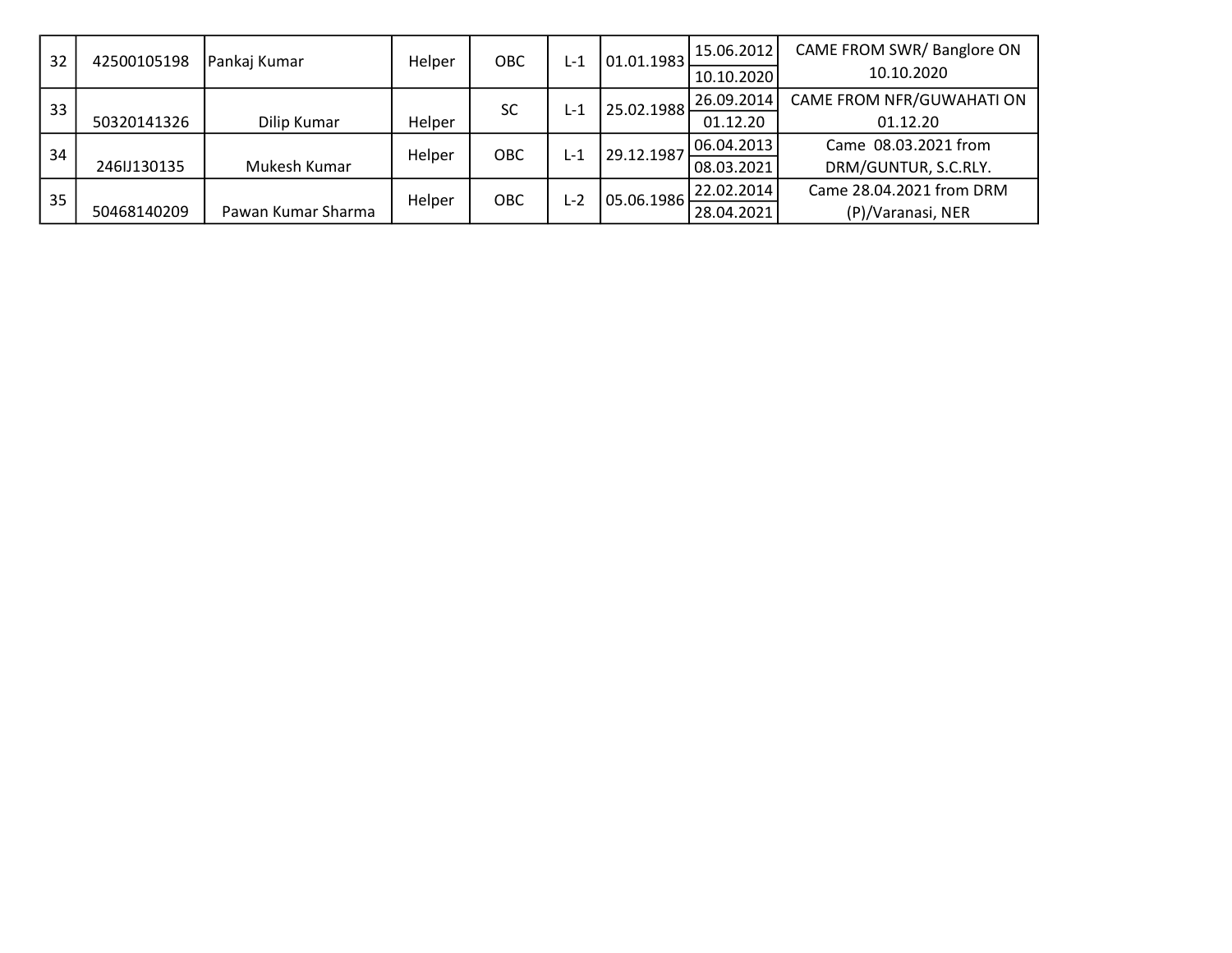| 32 | 42500105198 | Pankaj Kumar | Helper | OBC | L-1 | 01.01.1983 | 15.06.2012<br>10.10.2020 | CAME FROM SWR/ Banglore ON 10.10.2020 |
|---|---|---|---|---|---|---|---|---|
| 33 | 50320141326 | Dilip Kumar | Helper | SC | L-1 | 25.02.1988 | 26.09.2014<br>01.12.20 | CAME FROM NFR/GUWAHATI ON 01.12.20 |
| 34 | 246IJ130135 | Mukesh Kumar | Helper | OBC | L-1 | 29.12.1987 | 06.04.2013<br>08.03.2021 | Came 08.03.2021 from DRM/GUNTUR, S.C.RLY. |
| 35 | 50468140209 | Pawan Kumar Sharma | Helper | OBC | L-2 | 05.06.1986 | 22.02.2014<br>28.04.2021 | Came 28.04.2021 from DRM (P)/Varanasi, NER |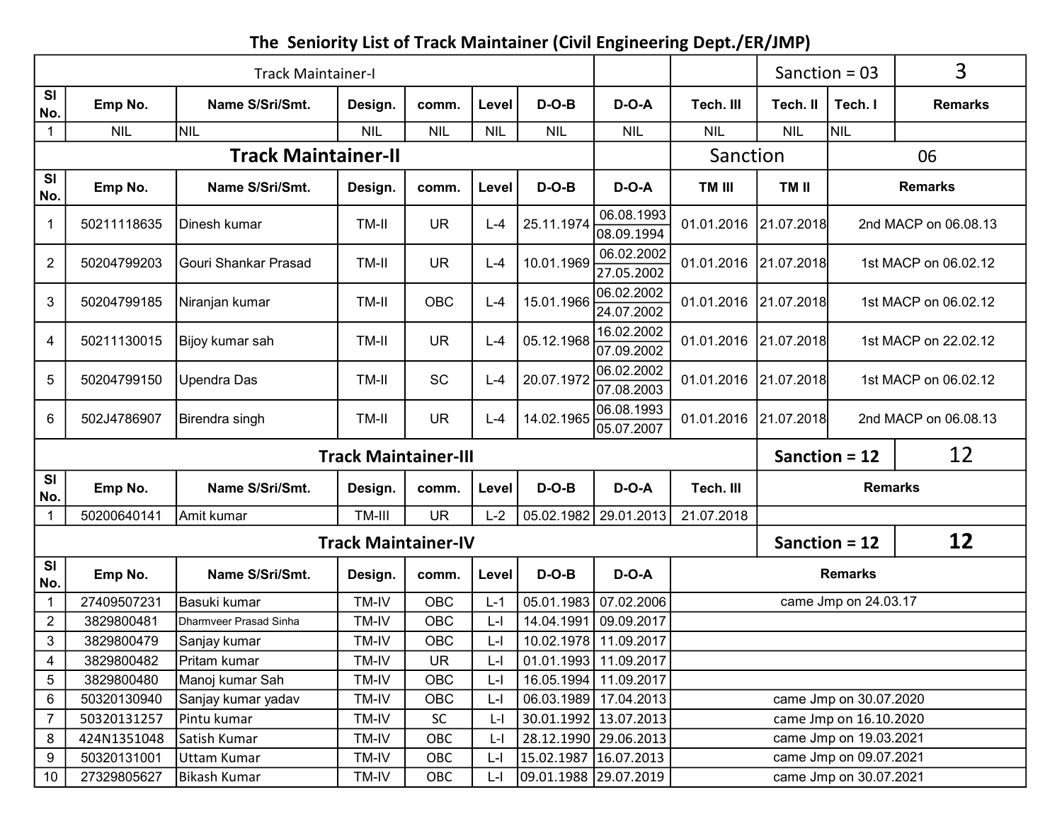# The Seniority List of Track Maintainer (Civil Engineering Dept./ER/JMP)

## Track Maintainer-I

Sanction = 03 | 3

| Sl No. | Emp No. | Name S/Sri/Smt. | Design. | comm. | Level | D-O-B | D-O-A | Tech. III | Tech. II | Tech. I | Remarks |
|---|---|---|---|---|---|---|---|---|---|---|---|
| 1 | NIL | NIL | NIL | NIL | NIL | NIL | NIL | NIL | NIL | NIL | |

## Track Maintainer-II

Sanction 06

| Sl No. | Emp No. | Name S/Sri/Smt. | Design. | comm. | Level | D-O-B | D-O-A | TM III | TM II | Remarks |
|---|---|---|---|---|---|---|---|---|---|---|
| 1 | 50211118635 | Dinesh kumar | TM-II | UR | L-4 | 25.11.1974 | 06.08.1993<br>08.09.1994 | 01.01.2016 | 21.07.2018 | 2nd MACP on 06.08.13 |
| 2 | 50204799203 | Gouri Shankar Prasad | TM-II | UR | L-4 | 10.01.1969 | 06.02.2002<br>27.05.2002 | 01.01.2016 | 21.07.2018 | 1st MACP on 06.02.12 |
| 3 | 50204799185 | Niranjan kumar | TM-II | OBC | L-4 | 15.01.1966 | 06.02.2002<br>24.07.2002 | 01.01.2016 | 21.07.2018 | 1st MACP on 06.02.12 |
| 4 | 50211130015 | Bijoy kumar sah | TM-II | UR | L-4 | 05.12.1968 | 16.02.2002<br>07.09.2002 | 01.01.2016 | 21.07.2018 | 1st MACP on 22.02.12 |
| 5 | 50204799150 | Upendra Das | TM-II | SC | L-4 | 20.07.1972 | 06.02.2002<br>07.08.2003 | 01.01.2016 | 21.07.2018 | 1st MACP on 06.02.12 |
| 6 | 502J4786907 | Birendra singh | TM-II | UR | L-4 | 14.02.1965 | 06.08.1993<br>05.07.2007 | 01.01.2016 | 21.07.2018 | 2nd MACP on 06.08.13 |

## Track Maintainer-III

Sanction = 12 | 12

| Sl No. | Emp No. | Name S/Sri/Smt. | Design. | comm. | Level | D-O-B | D-O-A | Tech. III | Remarks |
|---|---|---|---|---|---|---|---|---|---|
| 1 | 50200640141 | Amit kumar | TM-III | UR | L-2 | 05.02.1982 | 29.01.2013 | 21.07.2018 | |

## Track Maintainer-IV

Sanction = 12 | 12

| Sl No. | Emp No. | Name S/Sri/Smt. | Design. | comm. | Level | D-O-B | D-O-A | Remarks |
|---|---|---|---|---|---|---|---|---|
| 1 | 27409507231 | Basuki kumar | TM-IV | OBC | L-1 | 05.01.1983 | 07.02.2006 | came Jmp on 24.03.17 |
| 2 | 3829800481 | Dharmveer Prasad Sinha | TM-IV | OBC | L-I | 14.04.1991 | 09.09.2017 | |
| 3 | 3829800479 | Sanjay kumar | TM-IV | OBC | L-I | 10.02.1978 | 11.09.2017 | |
| 4 | 3829800482 | Pritam kumar | TM-IV | UR | L-I | 01.01.1993 | 11.09.2017 | |
| 5 | 3829800480 | Manoj kumar Sah | TM-IV | OBC | L-I | 16.05.1994 | 11.09.2017 | |
| 6 | 50320130940 | Sanjay kumar yadav | TM-IV | OBC | L-I | 06.03.1989 | 17.04.2013 | came Jmp on 30.07.2020 |
| 7 | 50320131257 | Pintu kumar | TM-IV | SC | L-I | 30.01.1992 | 13.07.2013 | came Jmp on 16.10.2020 |
| 8 | 424N1351048 | Satish Kumar | TM-IV | OBC | L-I | 28.12.1990 | 29.06.2013 | came Jmp on 19.03.2021 |
| 9 | 50320131001 | Uttam Kumar | TM-IV | OBC | L-I | 15.02.1987 | 16.07.2013 | came Jmp on 09.07.2021 |
| 10 | 27329805627 | Bikash Kumar | TM-IV | OBC | L-I | 09.01.1988 | 29.07.2019 | came Jmp on 30.07.2021 |